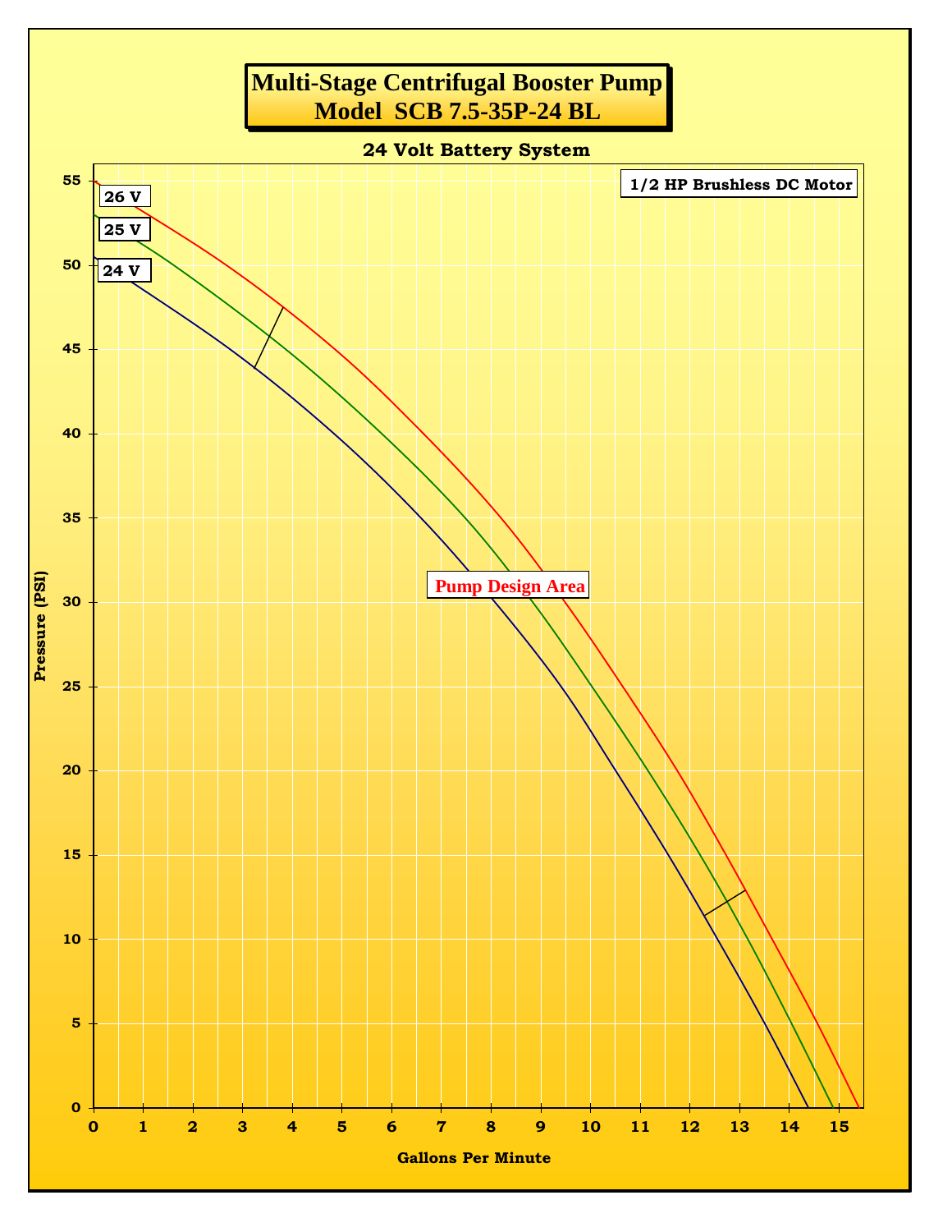# Multi-Stage Centrifugal Booster Pump
# Model SCB 7.5-35P-24 BL

**24 Volt Battery System**

**1/2 HP Brushless DC Motor**

26 V

25 V

24 V

Pump Design Area

Pressure (PSI)

Gallons Per Minute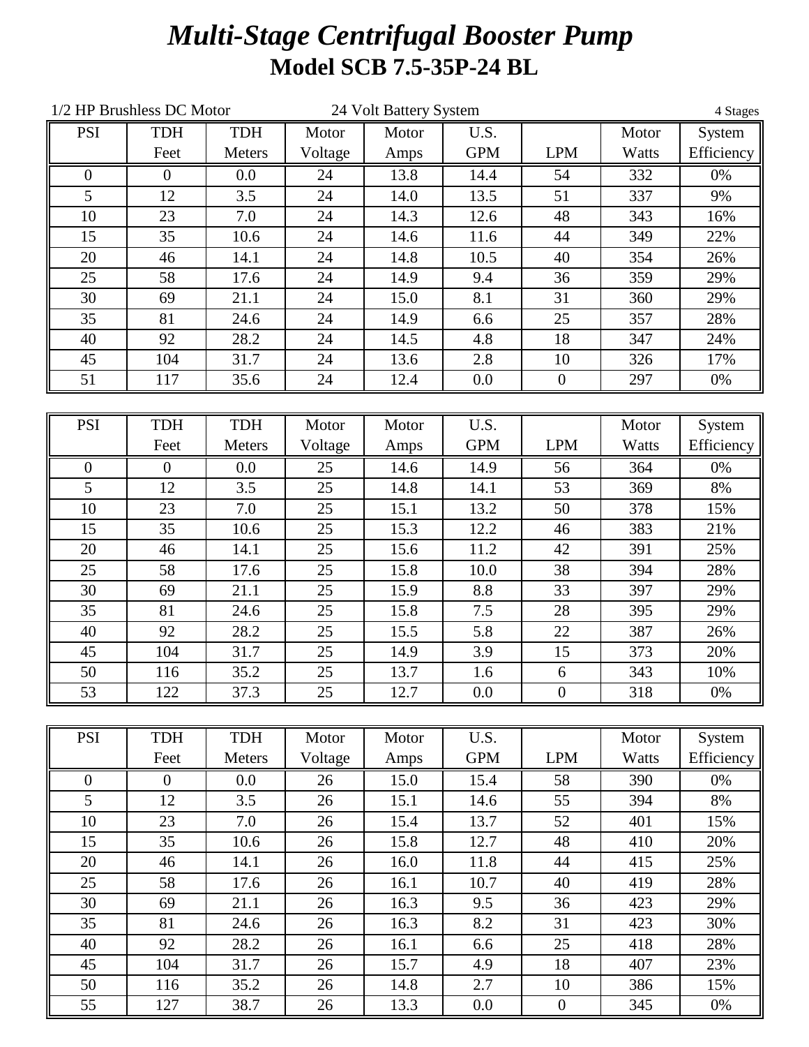# *Multi-Stage Centrifugal Booster Pump*

## Model SCB 7.5-35P-24 BL

1/2 HP Brushless DC Motor 24 Volt Battery System 4 Stages

| PSI | TDH Feet | TDH Meters | Motor Voltage | Motor Amps | U.S. GPM | LPM | Motor Watts | System Efficiency |
|---|---|---|---|---|---|---|---|---|
| 0 | 0 | 0.0 | 24 | 13.8 | 14.4 | 54 | 332 | 0% |
| 5 | 12 | 3.5 | 24 | 14.0 | 13.5 | 51 | 337 | 9% |
| 10 | 23 | 7.0 | 24 | 14.3 | 12.6 | 48 | 343 | 16% |
| 15 | 35 | 10.6 | 24 | 14.6 | 11.6 | 44 | 349 | 22% |
| 20 | 46 | 14.1 | 24 | 14.8 | 10.5 | 40 | 354 | 26% |
| 25 | 58 | 17.6 | 24 | 14.9 | 9.4 | 36 | 359 | 29% |
| 30 | 69 | 21.1 | 24 | 15.0 | 8.1 | 31 | 360 | 29% |
| 35 | 81 | 24.6 | 24 | 14.9 | 6.6 | 25 | 357 | 28% |
| 40 | 92 | 28.2 | 24 | 14.5 | 4.8 | 18 | 347 | 24% |
| 45 | 104 | 31.7 | 24 | 13.6 | 2.8 | 10 | 326 | 17% |
| 51 | 117 | 35.6 | 24 | 12.4 | 0.0 | 0 | 297 | 0% |

| PSI | TDH Feet | TDH Meters | Motor Voltage | Motor Amps | U.S. GPM | LPM | Motor Watts | System Efficiency |
|---|---|---|---|---|---|---|---|---|
| 0 | 0 | 0.0 | 25 | 14.6 | 14.9 | 56 | 364 | 0% |
| 5 | 12 | 3.5 | 25 | 14.8 | 14.1 | 53 | 369 | 8% |
| 10 | 23 | 7.0 | 25 | 15.1 | 13.2 | 50 | 378 | 15% |
| 15 | 35 | 10.6 | 25 | 15.3 | 12.2 | 46 | 383 | 21% |
| 20 | 46 | 14.1 | 25 | 15.6 | 11.2 | 42 | 391 | 25% |
| 25 | 58 | 17.6 | 25 | 15.8 | 10.0 | 38 | 394 | 28% |
| 30 | 69 | 21.1 | 25 | 15.9 | 8.8 | 33 | 397 | 29% |
| 35 | 81 | 24.6 | 25 | 15.8 | 7.5 | 28 | 395 | 29% |
| 40 | 92 | 28.2 | 25 | 15.5 | 5.8 | 22 | 387 | 26% |
| 45 | 104 | 31.7 | 25 | 14.9 | 3.9 | 15 | 373 | 20% |
| 50 | 116 | 35.2 | 25 | 13.7 | 1.6 | 6 | 343 | 10% |
| 53 | 122 | 37.3 | 25 | 12.7 | 0.0 | 0 | 318 | 0% |

| PSI | TDH Feet | TDH Meters | Motor Voltage | Motor Amps | U.S. GPM | LPM | Motor Watts | System Efficiency |
|---|---|---|---|---|---|---|---|---|
| 0 | 0 | 0.0 | 26 | 15.0 | 15.4 | 58 | 390 | 0% |
| 5 | 12 | 3.5 | 26 | 15.1 | 14.6 | 55 | 394 | 8% |
| 10 | 23 | 7.0 | 26 | 15.4 | 13.7 | 52 | 401 | 15% |
| 15 | 35 | 10.6 | 26 | 15.8 | 12.7 | 48 | 410 | 20% |
| 20 | 46 | 14.1 | 26 | 16.0 | 11.8 | 44 | 415 | 25% |
| 25 | 58 | 17.6 | 26 | 16.1 | 10.7 | 40 | 419 | 28% |
| 30 | 69 | 21.1 | 26 | 16.3 | 9.5 | 36 | 423 | 29% |
| 35 | 81 | 24.6 | 26 | 16.3 | 8.2 | 31 | 423 | 30% |
| 40 | 92 | 28.2 | 26 | 16.1 | 6.6 | 25 | 418 | 28% |
| 45 | 104 | 31.7 | 26 | 15.7 | 4.9 | 18 | 407 | 23% |
| 50 | 116 | 35.2 | 26 | 14.8 | 2.7 | 10 | 386 | 15% |
| 55 | 127 | 38.7 | 26 | 13.3 | 0.0 | 0 | 345 | 0% |